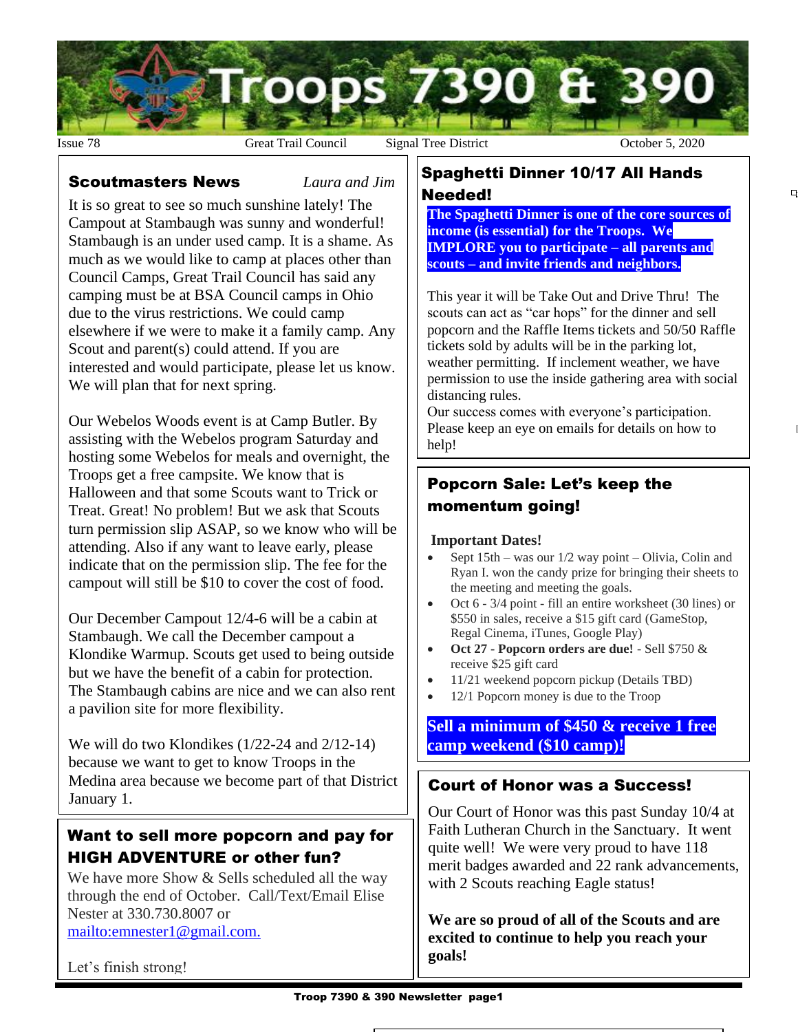# Troops 7390 & 390

Issue 78 | Great Trail Council | Signal Tree District | October 5, 2020

## Scoutmasters News

*Laura and Jim*

It is so great to see so much sunshine lately! The Campout at Stambaugh was sunny and wonderful! Stambaugh is an under used camp. It is a shame. As much as we would like to camp at places other than Council Camps, Great Trail Council has said any camping must be at BSA Council camps in Ohio due to the virus restrictions. We could camp elsewhere if we were to make it a family camp. Any Scout and parent(s) could attend. If you are interested and would participate, please let us know. We will plan that for next spring.

Our Webelos Woods event is at Camp Butler. By assisting with the Webelos program Saturday and hosting some Webelos for meals and overnight, the Troops get a free campsite. We know that is Halloween and that some Scouts want to Trick or Treat. Great! No problem! But we ask that Scouts turn permission slip ASAP, so we know who will be attending. Also if any want to leave early, please indicate that on the permission slip. The fee for the campout will still be $10 to cover the cost of food.

Our December Campout 12/4-6 will be a cabin at Stambaugh. We call the December campout a Klondike Warmup. Scouts get used to being outside but we have the benefit of a cabin for protection. The Stambaugh cabins are nice and we can also rent a pavilion site for more flexibility.

We will do two Klondikes (1/22-24 and 2/12-14) because we want to get to know Troops in the Medina area because we become part of that District January 1.

## Want to sell more popcorn and pay for HIGH ADVENTURE or other fun?

We have more Show & Sells scheduled all the way through the end of October. Call/Text/Email Elise Nester at 330.730.8007 or mailto:emnester1@gmail.com.

Let's finish strong!

## Spaghetti Dinner 10/17 All Hands Needed!

**The Spaghetti Dinner is one of the core sources of income (is essential) for the Troops. We IMPLORE you to participate – all parents and scouts – and invite friends and neighbors.**

This year it will be Take Out and Drive Thru! The scouts can act as "car hops" for the dinner and sell popcorn and the Raffle Items tickets and 50/50 Raffle tickets sold by adults will be in the parking lot, weather permitting. If inclement weather, we have permission to use the inside gathering area with social distancing rules.

Our success comes with everyone's participation. Please keep an eye on emails for details on how to help!

## Popcorn Sale: Let's keep the momentum going!

**Important Dates!**

- Sept 15th – was our 1/2 way point – Olivia, Colin and Ryan I. won the candy prize for bringing their sheets to the meeting and meeting the goals.
- Oct 6 - 3/4 point - fill an entire worksheet (30 lines) or $550 in sales, receive a $15 gift card (GameStop, Regal Cinema, iTunes, Google Play)
- **Oct 27 - Popcorn orders are due!** - Sell $750 & receive $25 gift card
- 11/21 weekend popcorn pickup (Details TBD)
- 12/1 Popcorn money is due to the Troop

**Sell a minimum of $450 & receive 1 free camp weekend ($10 camp)!**

## Court of Honor was a Success!

Our Court of Honor was this past Sunday 10/4 at Faith Lutheran Church in the Sanctuary. It went quite well! We were very proud to have 118 merit badges awarded and 22 rank advancements, with 2 Scouts reaching Eagle status!

**We are so proud of all of the Scouts and are excited to continue to help you reach your goals!**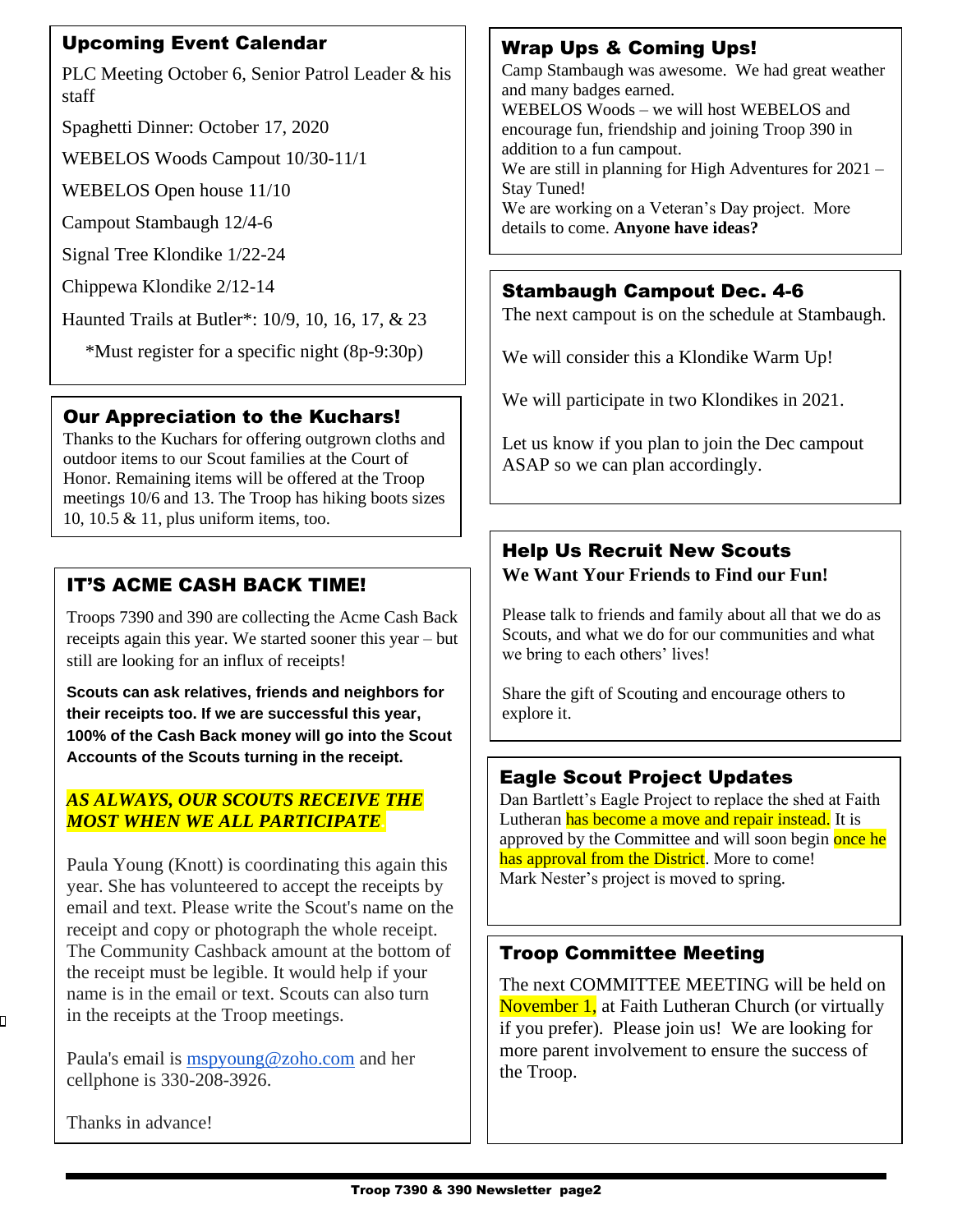## Upcoming Event Calendar

PLC Meeting October 6, Senior Patrol Leader & his staff

Spaghetti Dinner: October 17, 2020

WEBELOS Woods Campout 10/30-11/1

WEBELOS Open house 11/10

Campout Stambaugh 12/4-6

Signal Tree Klondike 1/22-24

Chippewa Klondike 2/12-14

Haunted Trails at Butler*: 10/9, 10, 16, 17, & 23

*Must register for a specific night (8p-9:30p)

## Our Appreciation to the Kuchars!

Thanks to the Kuchars for offering outgrown cloths and outdoor items to our Scout families at the Court of Honor. Remaining items will be offered at the Troop meetings 10/6 and 13. The Troop has hiking boots sizes 10, 10.5 & 11, plus uniform items, too.

## IT'S ACME CASH BACK TIME!

Troops 7390 and 390 are collecting the Acme Cash Back receipts again this year. We started sooner this year – but still are looking for an influx of receipts!

**Scouts can ask relatives, friends and neighbors for their receipts too. If we are successful this year, 100% of the Cash Back money will go into the Scout Accounts of the Scouts turning in the receipt.**

***AS ALWAYS, OUR SCOUTS RECEIVE THE MOST WHEN WE ALL PARTICIPATE.***

Paula Young (Knott) is coordinating this again this year. She has volunteered to accept the receipts by email and text. Please write the Scout's name on the receipt and copy or photograph the whole receipt. The Community Cashback amount at the bottom of the receipt must be legible. It would help if your name is in the email or text. Scouts can also turn in the receipts at the Troop meetings.

Paula's email is mspyoung@zoho.com and her cellphone is 330-208-3926.

Thanks in advance!

## Wrap Ups & Coming Ups!

Camp Stambaugh was awesome. We had great weather and many badges earned.

WEBELOS Woods – we will host WEBELOS and encourage fun, friendship and joining Troop 390 in addition to a fun campout.

We are still in planning for High Adventures for 2021 – Stay Tuned!

We are working on a Veteran's Day project. More details to come. **Anyone have ideas?**

## Stambaugh Campout Dec. 4-6

The next campout is on the schedule at Stambaugh.

We will consider this a Klondike Warm Up!

We will participate in two Klondikes in 2021.

Let us know if you plan to join the Dec campout ASAP so we can plan accordingly.

## Help Us Recruit New Scouts

**We Want Your Friends to Find our Fun!**

Please talk to friends and family about all that we do as Scouts, and what we do for our communities and what we bring to each others' lives!

Share the gift of Scouting and encourage others to explore it.

## Eagle Scout Project Updates

Dan Bartlett's Eagle Project to replace the shed at Faith Lutheran has become a move and repair instead. It is approved by the Committee and will soon begin once he has approval from the District. More to come!

Mark Nester's project is moved to spring.

## Troop Committee Meeting

The next COMMITTEE MEETING will be held on November 1, at Faith Lutheran Church (or virtually if you prefer). Please join us! We are looking for more parent involvement to ensure the success of the Troop.